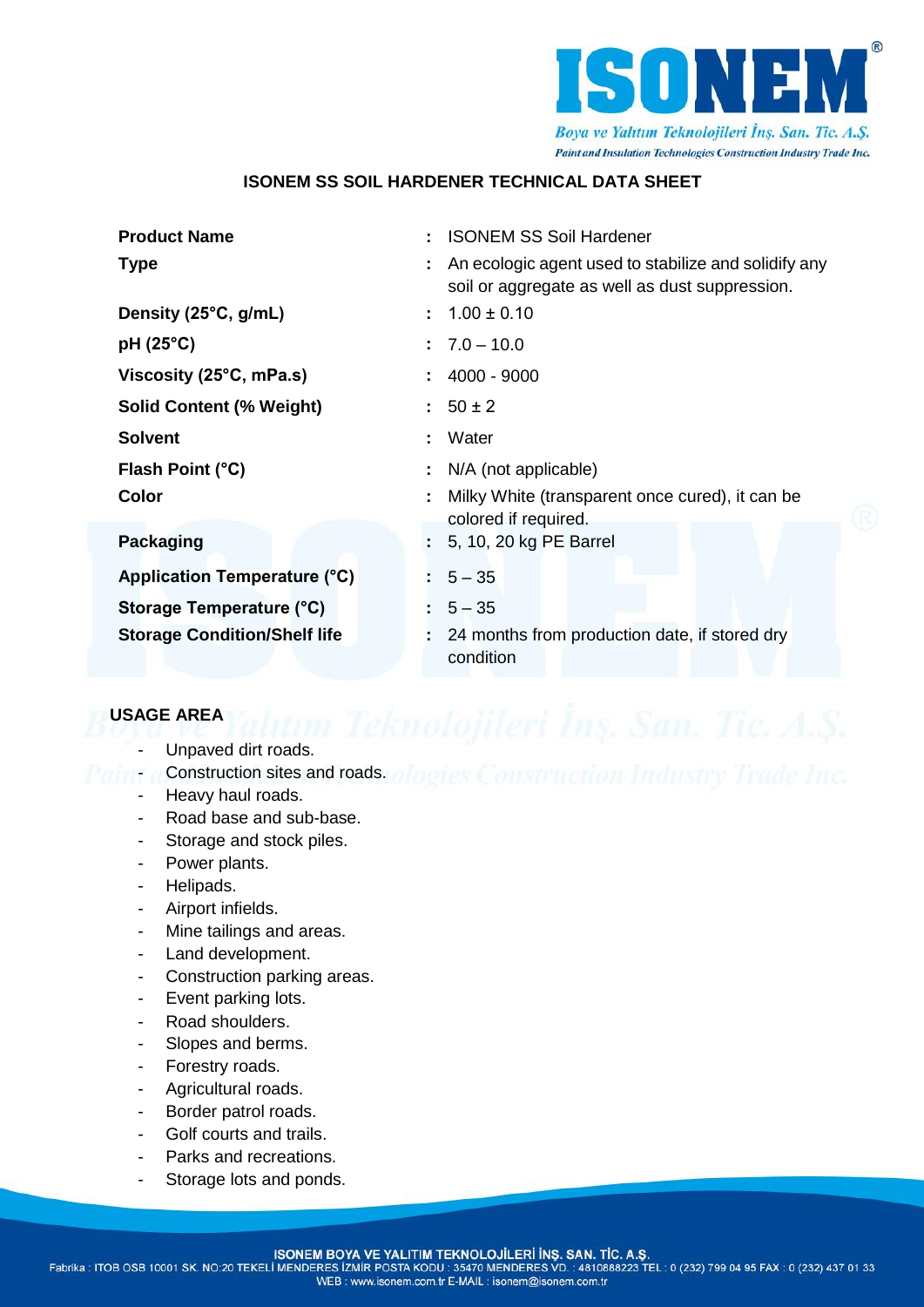# ISONEM SS SOIL HARDENER TECHNICAL DATA SHEET

| | | |
|---|---|---|
| **Product Name** | : | ISONEM SS Soil Hardener |
| **Type** | : | An ecologic agent used to stabilize and solidify any soil or aggregate as well as dust suppression. |
| **Density (25°C, g/mL)** | : | 1.00 ± 0.10 |
| **pH (25°C)** | : | 7.0 – 10.0 |
| **Viscosity (25°C, mPa.s)** | : | 4000 - 9000 |
| **Solid Content (% Weight)** | : | 50 ± 2 |
| **Solvent** | : | Water |
| **Flash Point (°C)** | : | N/A (not applicable) |
| **Color** | : | Milky White (transparent once cured), it can be colored if required. |
| **Packaging** | : | 5, 10, 20 kg PE Barrel |
| **Application Temperature (°C)** | : | 5 – 35 |
| **Storage Temperature (°C)** | : | 5 – 35 |
| **Storage Condition/Shelf life** | : | 24 months from production date, if stored dry condition |

## USAGE AREA

- Unpaved dirt roads.
- Construction sites and roads.
- Heavy haul roads.
- Road base and sub-base.
- Storage and stock piles.
- Power plants.
- Helipads.
- Airport infields.
- Mine tailings and areas.
- Land development.
- Construction parking areas.
- Event parking lots.
- Road shoulders.
- Slopes and berms.
- Forestry roads.
- Agricultural roads.
- Border patrol roads.
- Golf courts and trails.
- Parks and recreations.
- Storage lots and ponds.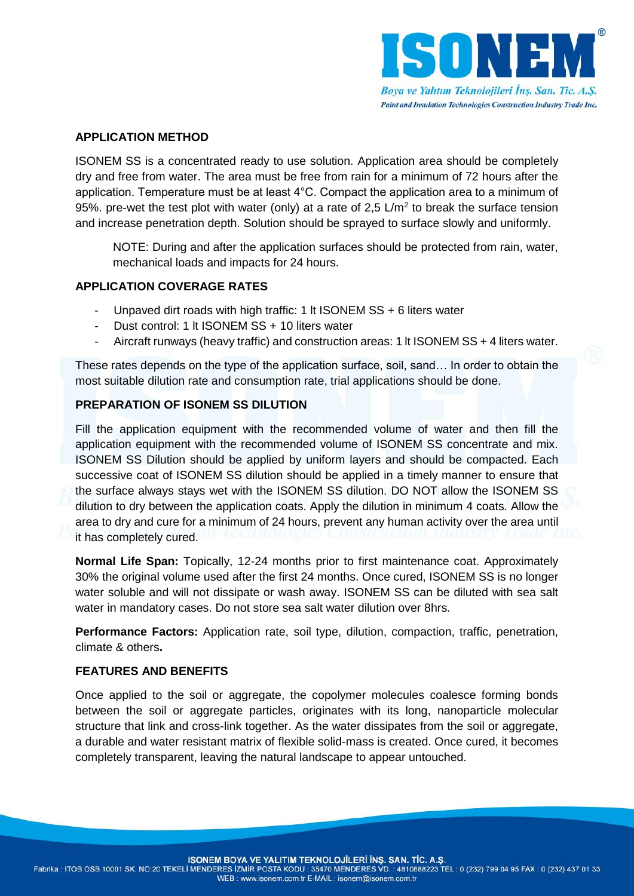## APPLICATION METHOD

ISONEM SS is a concentrated ready to use solution. Application area should be completely dry and free from water. The area must be free from rain for a minimum of 72 hours after the application. Temperature must be at least 4°C. Compact the application area to a minimum of 95%. pre-wet the test plot with water (only) at a rate of 2,5 L/m$^2$ to break the surface tension and increase penetration depth. Solution should be sprayed to surface slowly and uniformly.

NOTE: During and after the application surfaces should be protected from rain, water, mechanical loads and impacts for 24 hours.

## APPLICATION COVERAGE RATES

- Unpaved dirt roads with high traffic: 1 lt ISONEM SS + 6 liters water
- Dust control: 1 lt ISONEM SS + 10 liters water
- Aircraft runways (heavy traffic) and construction areas: 1 lt ISONEM SS + 4 liters water.

These rates depends on the type of the application surface, soil, sand… In order to obtain the most suitable dilution rate and consumption rate, trial applications should be done.

## PREPARATION OF ISONEM SS DILUTION

Fill the application equipment with the recommended volume of water and then fill the application equipment with the recommended volume of ISONEM SS concentrate and mix. ISONEM SS Dilution should be applied by uniform layers and should be compacted. Each successive coat of ISONEM SS dilution should be applied in a timely manner to ensure that the surface always stays wet with the ISONEM SS dilution. DO NOT allow the ISONEM SS dilution to dry between the application coats. Apply the dilution in minimum 4 coats. Allow the area to dry and cure for a minimum of 24 hours, prevent any human activity over the area until it has completely cured.

**Normal Life Span:** Topically, 12-24 months prior to first maintenance coat. Approximately 30% the original volume used after the first 24 months. Once cured, ISONEM SS is no longer water soluble and will not dissipate or wash away. ISONEM SS can be diluted with sea salt water in mandatory cases. Do not store sea salt water dilution over 8hrs.

**Performance Factors:** Application rate, soil type, dilution, compaction, traffic, penetration, climate & others**.**

## FEATURES AND BENEFITS

Once applied to the soil or aggregate, the copolymer molecules coalesce forming bonds between the soil or aggregate particles, originates with its long, nanoparticle molecular structure that link and cross-link together. As the water dissipates from the soil or aggregate, a durable and water resistant matrix of flexible solid-mass is created. Once cured, it becomes completely transparent, leaving the natural landscape to appear untouched.